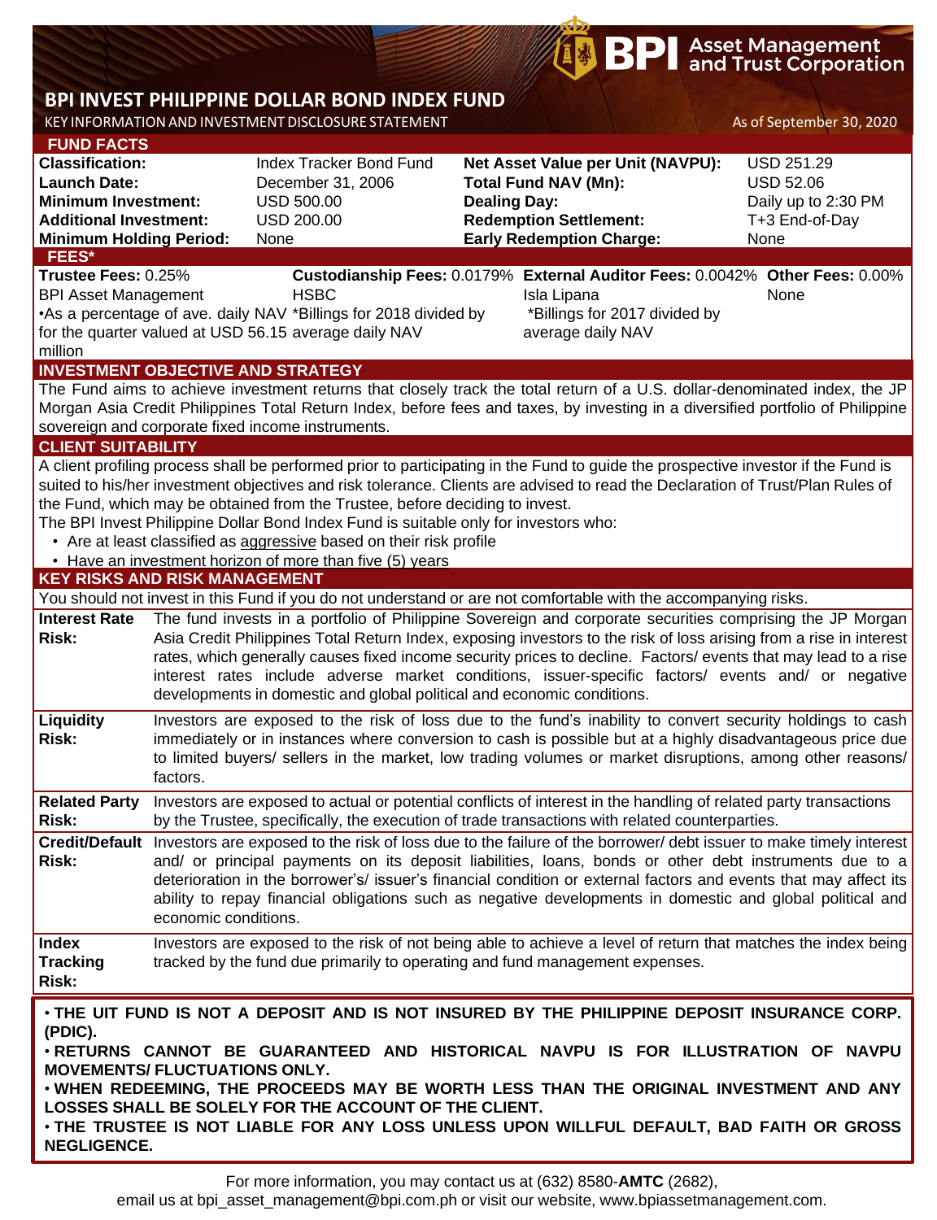BPI Asset Management and Trust Corporation

# BPI INVEST PHILIPPINE DOLLAR BOND INDEX FUND

KEY INFORMATION AND INVESTMENT DISCLOSURE STATEMENT

As of September 30, 2020

## FUND FACTS

| | | | |
|---|---|---|---|
| **Classification:** | Index Tracker Bond Fund | **Net Asset Value per Unit (NAVPU):** | USD 251.29 |
| **Launch Date:** | December 31, 2006 | **Total Fund NAV (Mn):** | USD 52.06 |
| **Minimum Investment:** | USD 500.00 | **Dealing Day:** | Daily up to 2:30 PM |
| **Additional Investment:** | USD 200.00 | **Redemption Settlement:** | T+3 End-of-Day |
| **Minimum Holding Period:** | None | **Early Redemption Charge:** | None |

## FEES*

| **Trustee Fees:** 0.25% | **Custodianship Fees:** 0.0179% | **External Auditor Fees:** 0.0042% | **Other Fees:** 0.00% |
|---|---|---|---|
| BPI Asset Management | HSBC | Isla Lipana | None |
| •As a percentage of ave. daily NAV for the quarter valued at USD 56.15 million | *Billings for 2018 divided by average daily NAV | *Billings for 2017 divided by average daily NAV | |

## INVESTMENT OBJECTIVE AND STRATEGY

The Fund aims to achieve investment returns that closely track the total return of a U.S. dollar-denominated index, the JP Morgan Asia Credit Philippines Total Return Index, before fees and taxes, by investing in a diversified portfolio of Philippine sovereign and corporate fixed income instruments.

## CLIENT SUITABILITY

A client profiling process shall be performed prior to participating in the Fund to guide the prospective investor if the Fund is suited to his/her investment objectives and risk tolerance. Clients are advised to read the Declaration of Trust/Plan Rules of the Fund, which may be obtained from the Trustee, before deciding to invest.

The BPI Invest Philippine Dollar Bond Index Fund is suitable only for investors who:

- Are at least classified as aggressive based on their risk profile
- Have an investment horizon of more than five (5) years

## KEY RISKS AND RISK MANAGEMENT

You should not invest in this Fund if you do not understand or are not comfortable with the accompanying risks.

| | |
|---|---|
| **Interest Rate Risk:** | The fund invests in a portfolio of Philippine Sovereign and corporate securities comprising the JP Morgan Asia Credit Philippines Total Return Index, exposing investors to the risk of loss arising from a rise in interest rates, which generally causes fixed income security prices to decline. Factors/ events that may lead to a rise interest rates include adverse market conditions, issuer-specific factors/ events and/ or negative developments in domestic and global political and economic conditions. |
| **Liquidity Risk:** | Investors are exposed to the risk of loss due to the fund's inability to convert security holdings to cash immediately or in instances where conversion to cash is possible but at a highly disadvantageous price due to limited buyers/ sellers in the market, low trading volumes or market disruptions, among other reasons/ factors. |
| **Related Party Risk:** | Investors are exposed to actual or potential conflicts of interest in the handling of related party transactions by the Trustee, specifically, the execution of trade transactions with related counterparties. |
| **Credit/Default Risk:** | Investors are exposed to the risk of loss due to the failure of the borrower/ debt issuer to make timely interest and/ or principal payments on its deposit liabilities, loans, bonds or other debt instruments due to a deterioration in the borrower's/ issuer's financial condition or external factors and events that may affect its ability to repay financial obligations such as negative developments in domestic and global political and economic conditions. |
| **Index Tracking Risk:** | Investors are exposed to the risk of not being able to achieve a level of return that matches the index being tracked by the fund due primarily to operating and fund management expenses. |

**• THE UIT FUND IS NOT A DEPOSIT AND IS NOT INSURED BY THE PHILIPPINE DEPOSIT INSURANCE CORP. (PDIC).**

**• RETURNS CANNOT BE GUARANTEED AND HISTORICAL NAVPU IS FOR ILLUSTRATION OF NAVPU MOVEMENTS/ FLUCTUATIONS ONLY.**

**• WHEN REDEEMING, THE PROCEEDS MAY BE WORTH LESS THAN THE ORIGINAL INVESTMENT AND ANY LOSSES SHALL BE SOLELY FOR THE ACCOUNT OF THE CLIENT.**

**• THE TRUSTEE IS NOT LIABLE FOR ANY LOSS UNLESS UPON WILLFUL DEFAULT, BAD FAITH OR GROSS NEGLIGENCE.**

For more information, you may contact us at (632) 8580-**AMTC** (2682),
email us at bpi_asset_management@bpi.com.ph or visit our website, www.bpiassetmanagement.com.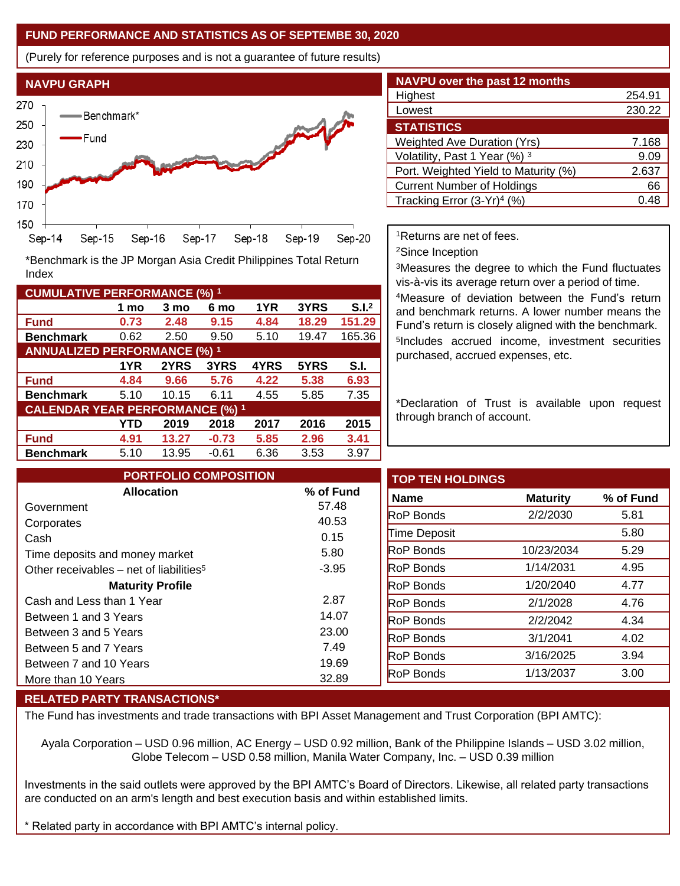## FUND PERFORMANCE AND STATISTICS AS OF SEPTEMBE 30, 2020

(Purely for reference purposes and is not a guarantee of future results)

### NAVPU GRAPH

*Benchmark is the JP Morgan Asia Credit Philippines Total Return Index

### NAVPU over the past 12 months

| | |
|---|---|
| Highest | 254.91 |
| Lowest | 230.22 |

### STATISTICS

| | |
|---|---|
| Weighted Ave Duration (Yrs) | 7.168 |
| Volatility, Past 1 Year (%) [3] | 9.09 |
| Port. Weighted Yield to Maturity (%) | 2.637 |
| Current Number of Holdings | 66 |
| Tracking Error (3-Yr)[4] (%) | 0.48 |

### CUMULATIVE PERFORMANCE (%) [1]

| | 1 mo | 3 mo | 6 mo | 1YR | 3YRS | S.I.[2] |
|---|---|---|---|---|---|---|
| **Fund** | **0.73** | **2.48** | **9.15** | **4.84** | **18.29** | **151.29** |
| **Benchmark** | 0.62 | 2.50 | 9.50 | 5.10 | 19.47 | 165.36 |

### ANNUALIZED PERFORMANCE (%) [1]

| | 1YR | 2YRS | 3YRS | 4YRS | 5YRS | S.I. |
|---|---|---|---|---|---|---|
| **Fund** | **4.84** | **9.66** | **5.76** | **4.22** | **5.38** | **6.93** |
| **Benchmark** | 5.10 | 10.15 | 6.11 | 4.55 | 5.85 | 7.35 |

### CALENDAR YEAR PERFORMANCE (%) [1]

| | YTD | 2019 | 2018 | 2017 | 2016 | 2015 |
|---|---|---|---|---|---|---|
| **Fund** | **4.91** | **13.27** | **-0.73** | **5.85** | **2.96** | **3.41** |
| **Benchmark** | 5.10 | 13.95 | -0.61 | 6.36 | 3.53 | 3.97 |

[1]Returns are net of fees.
[2]Since Inception
[3]Measures the degree to which the Fund fluctuates vis-à-vis its average return over a period of time.
[4]Measure of deviation between the Fund's return and benchmark returns. A lower number means the Fund's return is closely aligned with the benchmark.
[5]Includes accrued income, investment securities purchased, accrued expenses, etc.

*Declaration of Trust is available upon request through branch of account.

### PORTFOLIO COMPOSITION

| Allocation | % of Fund |
|---|---|
| Government | 57.48 |
| Corporates | 40.53 |
| Cash | 0.15 |
| Time deposits and money market | 5.80 |
| Other receivables – net of liabilities[5] | -3.95 |
| **Maturity Profile** | |
| Cash and Less than 1 Year | 2.87 |
| Between 1 and 3 Years | 14.07 |
| Between 3 and 5 Years | 23.00 |
| Between 5 and 7 Years | 7.49 |
| Between 7 and 10 Years | 19.69 |
| More than 10 Years | 32.89 |

### TOP TEN HOLDINGS

| Name | Maturity | % of Fund |
|---|---|---|
| RoP Bonds | 2/2/2030 | 5.81 |
| Time Deposit | | 5.80 |
| RoP Bonds | 10/23/2034 | 5.29 |
| RoP Bonds | 1/14/2031 | 4.95 |
| RoP Bonds | 1/20/2040 | 4.77 |
| RoP Bonds | 2/1/2028 | 4.76 |
| RoP Bonds | 2/2/2042 | 4.34 |
| RoP Bonds | 3/1/2041 | 4.02 |
| RoP Bonds | 3/16/2025 | 3.94 |
| RoP Bonds | 1/13/2037 | 3.00 |

### RELATED PARTY TRANSACTIONS*

The Fund has investments and trade transactions with BPI Asset Management and Trust Corporation (BPI AMTC):

Ayala Corporation – USD 0.96 million, AC Energy – USD 0.92 million, Bank of the Philippine Islands – USD 3.02 million, Globe Telecom – USD 0.58 million, Manila Water Company, Inc. – USD 0.39 million

Investments in the said outlets were approved by the BPI AMTC's Board of Directors. Likewise, all related party transactions are conducted on an arm's length and best execution basis and within established limits.

* Related party in accordance with BPI AMTC's internal policy.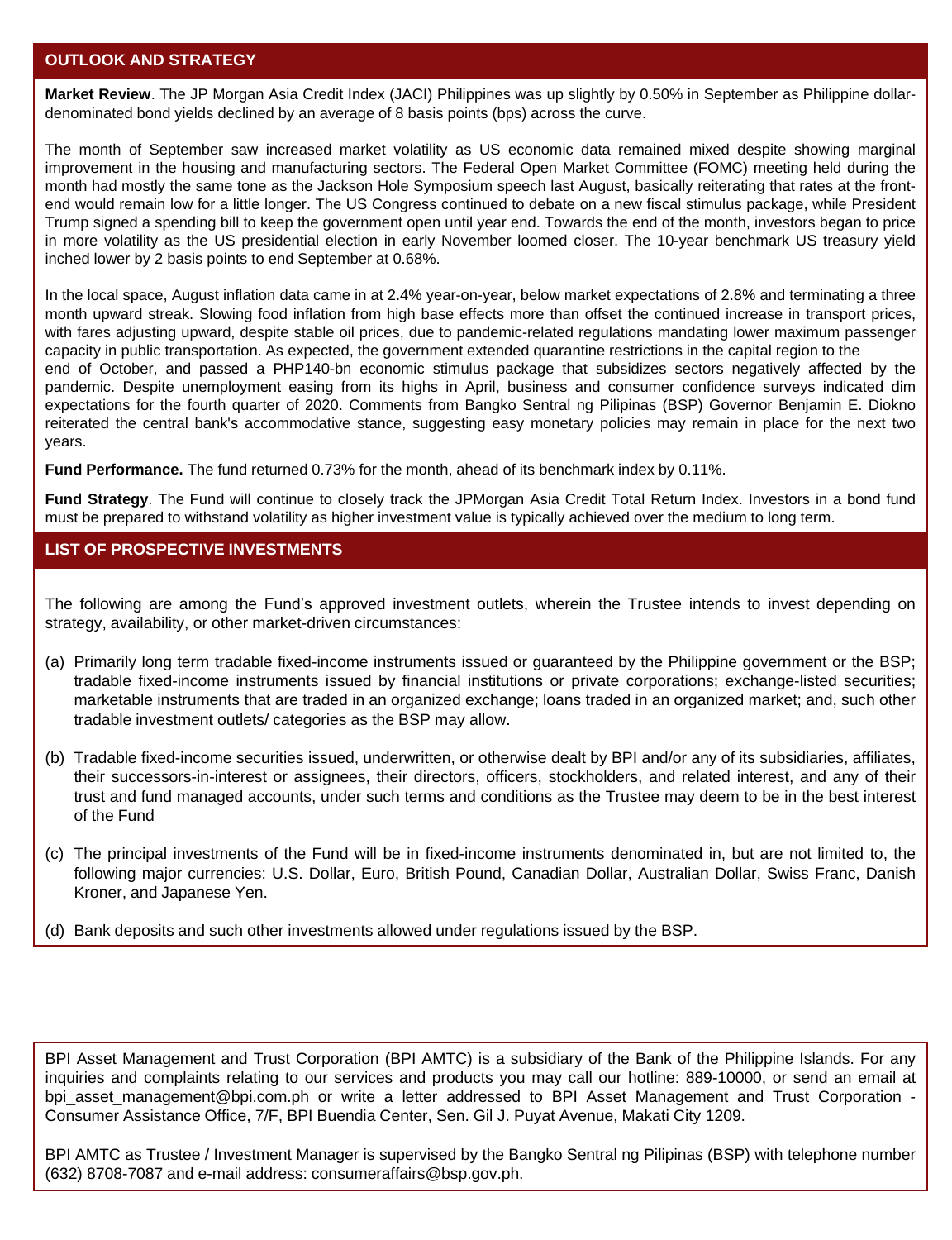## OUTLOOK AND STRATEGY

**Market Review**. The JP Morgan Asia Credit Index (JACI) Philippines was up slightly by 0.50% in September as Philippine dollar-denominated bond yields declined by an average of 8 basis points (bps) across the curve.

The month of September saw increased market volatility as US economic data remained mixed despite showing marginal improvement in the housing and manufacturing sectors. The Federal Open Market Committee (FOMC) meeting held during the month had mostly the same tone as the Jackson Hole Symposium speech last August, basically reiterating that rates at the front-end would remain low for a little longer. The US Congress continued to debate on a new fiscal stimulus package, while President Trump signed a spending bill to keep the government open until year end. Towards the end of the month, investors began to price in more volatility as the US presidential election in early November loomed closer. The 10-year benchmark US treasury yield inched lower by 2 basis points to end September at 0.68%.

In the local space, August inflation data came in at 2.4% year-on-year, below market expectations of 2.8% and terminating a three month upward streak. Slowing food inflation from high base effects more than offset the continued increase in transport prices, with fares adjusting upward, despite stable oil prices, due to pandemic-related regulations mandating lower maximum passenger capacity in public transportation. As expected, the government extended quarantine restrictions in the capital region to the end of October, and passed a PHP140-bn economic stimulus package that subsidizes sectors negatively affected by the pandemic. Despite unemployment easing from its highs in April, business and consumer confidence surveys indicated dim expectations for the fourth quarter of 2020. Comments from Bangko Sentral ng Pilipinas (BSP) Governor Benjamin E. Diokno reiterated the central bank's accommodative stance, suggesting easy monetary policies may remain in place for the next two years.

**Fund Performance.** The fund returned 0.73% for the month, ahead of its benchmark index by 0.11%.

**Fund Strategy**. The Fund will continue to closely track the JPMorgan Asia Credit Total Return Index. Investors in a bond fund must be prepared to withstand volatility as higher investment value is typically achieved over the medium to long term.

## LIST OF PROSPECTIVE INVESTMENTS

The following are among the Fund's approved investment outlets, wherein the Trustee intends to invest depending on strategy, availability, or other market-driven circumstances:

(a) Primarily long term tradable fixed-income instruments issued or guaranteed by the Philippine government or the BSP; tradable fixed-income instruments issued by financial institutions or private corporations; exchange-listed securities; marketable instruments that are traded in an organized exchange; loans traded in an organized market; and, such other tradable investment outlets/ categories as the BSP may allow.

(b) Tradable fixed-income securities issued, underwritten, or otherwise dealt by BPI and/or any of its subsidiaries, affiliates, their successors-in-interest or assignees, their directors, officers, stockholders, and related interest, and any of their trust and fund managed accounts, under such terms and conditions as the Trustee may deem to be in the best interest of the Fund

(c) The principal investments of the Fund will be in fixed-income instruments denominated in, but are not limited to, the following major currencies: U.S. Dollar, Euro, British Pound, Canadian Dollar, Australian Dollar, Swiss Franc, Danish Kroner, and Japanese Yen.

(d) Bank deposits and such other investments allowed under regulations issued by the BSP.

BPI Asset Management and Trust Corporation (BPI AMTC) is a subsidiary of the Bank of the Philippine Islands. For any inquiries and complaints relating to our services and products you may call our hotline: 889-10000, or send an email at bpi_asset_management@bpi.com.ph or write a letter addressed to BPI Asset Management and Trust Corporation - Consumer Assistance Office, 7/F, BPI Buendia Center, Sen. Gil J. Puyat Avenue, Makati City 1209.

BPI AMTC as Trustee / Investment Manager is supervised by the Bangko Sentral ng Pilipinas (BSP) with telephone number (632) 8708-7087 and e-mail address: consumeraffairs@bsp.gov.ph.